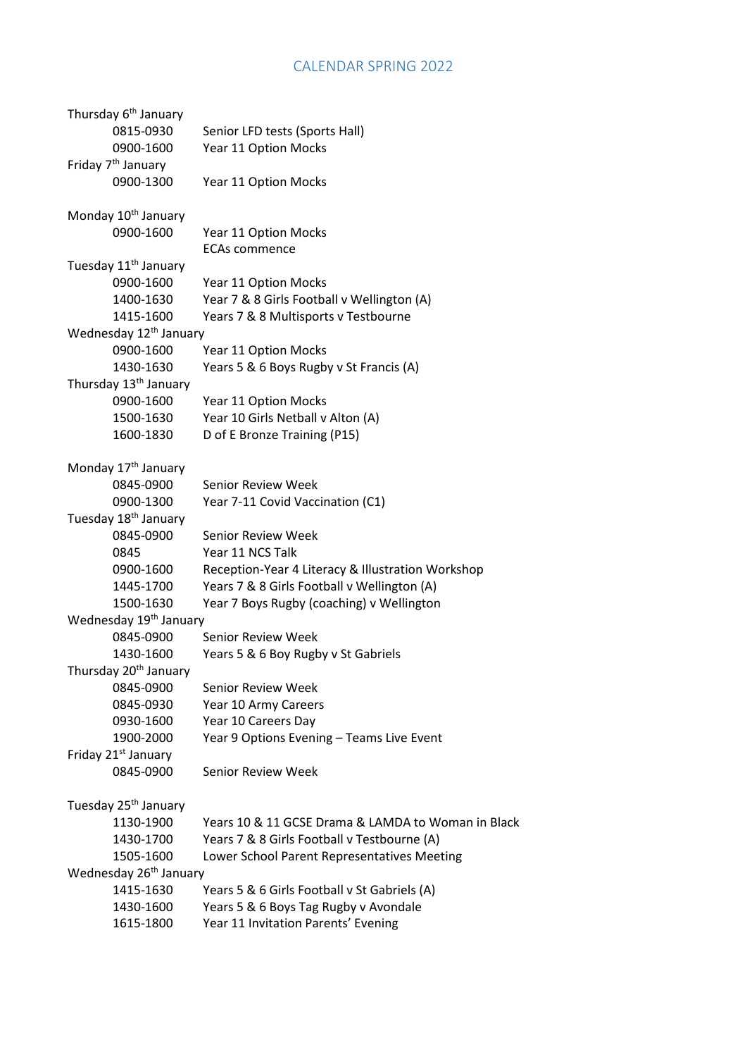# CALENDAR SPRING 2022

**Thursday 6th January**

| | |
|---|---|
| 0815-0930 | Senior LFD tests (Sports Hall) |
| 0900-1600 | Year 11 Option Mocks |

**Friday 7th January**

| | |
|---|---|
| 0900-1300 | Year 11 Option Mocks |

**Monday 10th January**

| | |
|---|---|
| 0900-1600 | Year 11 Option Mocks |
| | ECAs commence |

**Tuesday 11th January**

| | |
|---|---|
| 0900-1600 | Year 11 Option Mocks |
| 1400-1630 | Year 7 & 8 Girls Football v Wellington (A) |
| 1415-1600 | Years 7 & 8 Multisports v Testbourne |

**Wednesday 12th January**

| | |
|---|---|
| 0900-1600 | Year 11 Option Mocks |
| 1430-1630 | Years 5 & 6 Boys Rugby v St Francis (A) |

**Thursday 13th January**

| | |
|---|---|
| 0900-1600 | Year 11 Option Mocks |
| 1500-1630 | Year 10 Girls Netball v Alton (A) |
| 1600-1830 | D of E Bronze Training (P15) |

**Monday 17th January**

| | |
|---|---|
| 0845-0900 | Senior Review Week |
| 0900-1300 | Year 7-11 Covid Vaccination (C1) |

**Tuesday 18th January**

| | |
|---|---|
| 0845-0900 | Senior Review Week |
| 0845 | Year 11 NCS Talk |
| 0900-1600 | Reception-Year 4 Literacy & Illustration Workshop |
| 1445-1700 | Years 7 & 8 Girls Football v Wellington (A) |
| 1500-1630 | Year 7 Boys Rugby (coaching) v Wellington |

**Wednesday 19th January**

| | |
|---|---|
| 0845-0900 | Senior Review Week |
| 1430-1600 | Years 5 & 6 Boy Rugby v St Gabriels |

**Thursday 20th January**

| | |
|---|---|
| 0845-0900 | Senior Review Week |
| 0845-0930 | Year 10 Army Careers |
| 0930-1600 | Year 10 Careers Day |
| 1900-2000 | Year 9 Options Evening – Teams Live Event |

**Friday 21st January**

| | |
|---|---|
| 0845-0900 | Senior Review Week |

**Tuesday 25th January**

| | |
|---|---|
| 1130-1900 | Years 10 & 11 GCSE Drama & LAMDA to Woman in Black |
| 1430-1700 | Years 7 & 8 Girls Football v Testbourne (A) |
| 1505-1600 | Lower School Parent Representatives Meeting |

**Wednesday 26th January**

| | |
|---|---|
| 1415-1630 | Years 5 & 6 Girls Football v St Gabriels (A) |
| 1430-1600 | Years 5 & 6 Boys Tag Rugby v Avondale |
| 1615-1800 | Year 11 Invitation Parents' Evening |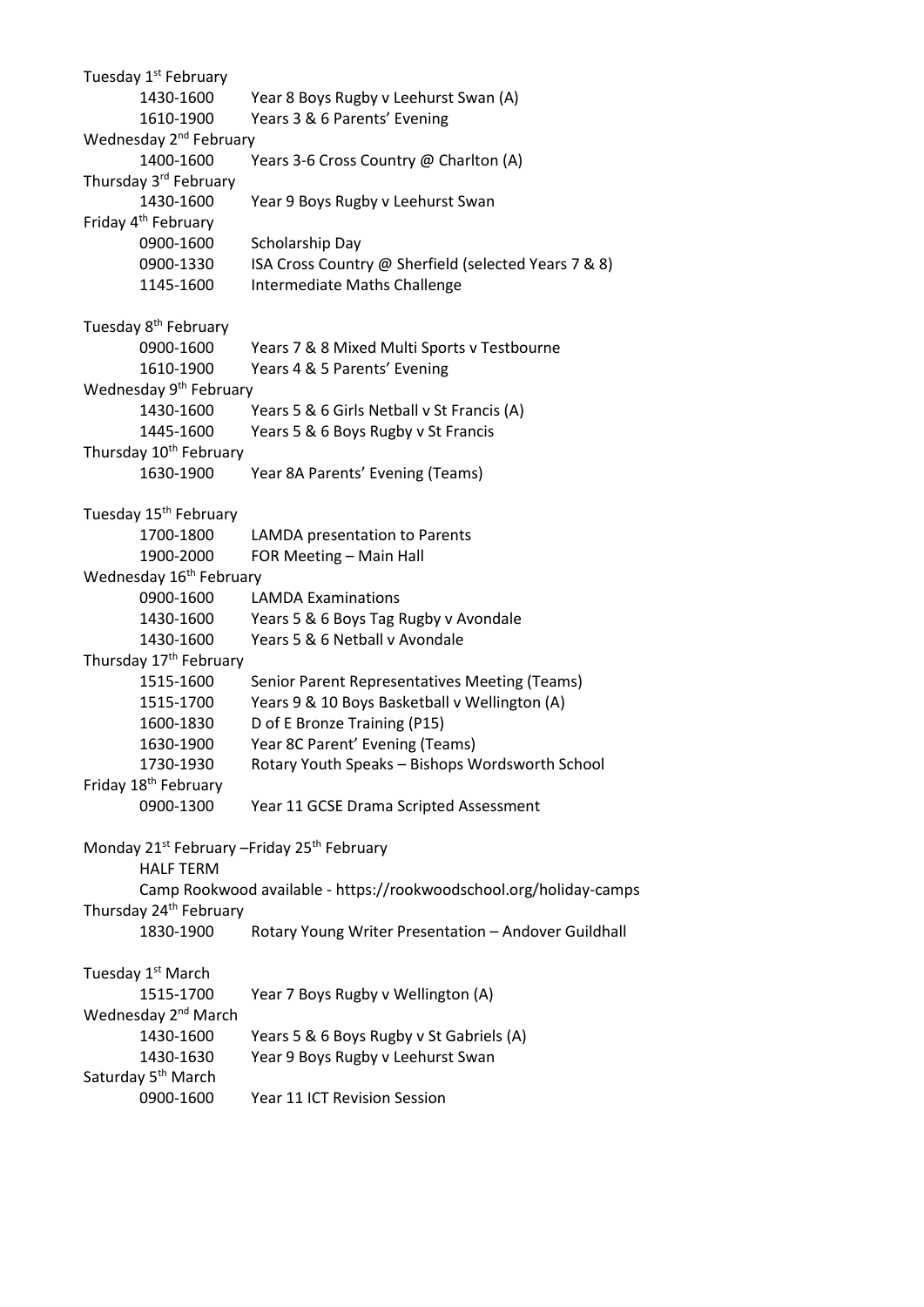Tuesday 1st February

1430-1600 Year 8 Boys Rugby v Leehurst Swan (A)

1610-1900 Years 3 & 6 Parents' Evening

Wednesday 2nd February

1400-1600 Years 3-6 Cross Country @ Charlton (A)

Thursday 3rd February

1430-1600 Year 9 Boys Rugby v Leehurst Swan

Friday 4th February

0900-1600 Scholarship Day

0900-1330 ISA Cross Country @ Sherfield (selected Years 7 & 8)

1145-1600 Intermediate Maths Challenge

Tuesday 8th February

0900-1600 Years 7 & 8 Mixed Multi Sports v Testbourne

1610-1900 Years 4 & 5 Parents' Evening

Wednesday 9th February

1430-1600 Years 5 & 6 Girls Netball v St Francis (A)

1445-1600 Years 5 & 6 Boys Rugby v St Francis

Thursday 10th February

1630-1900 Year 8A Parents' Evening (Teams)

Tuesday 15th February

1700-1800 LAMDA presentation to Parents

1900-2000 FOR Meeting – Main Hall

Wednesday 16th February

0900-1600 LAMDA Examinations

1430-1600 Years 5 & 6 Boys Tag Rugby v Avondale

1430-1600 Years 5 & 6 Netball v Avondale

Thursday 17th February

1515-1600 Senior Parent Representatives Meeting (Teams)

1515-1700 Years 9 & 10 Boys Basketball v Wellington (A)

1600-1830 D of E Bronze Training (P15)

1630-1900 Year 8C Parent' Evening (Teams)

1730-1930 Rotary Youth Speaks – Bishops Wordsworth School

Friday 18th February

0900-1300 Year 11 GCSE Drama Scripted Assessment

Monday 21st February –Friday 25th February

HALF TERM

Camp Rookwood available - https://rookwoodschool.org/holiday-camps

Thursday 24th February

1830-1900 Rotary Young Writer Presentation – Andover Guildhall

Tuesday 1st March

1515-1700 Year 7 Boys Rugby v Wellington (A)

Wednesday 2nd March

1430-1600 Years 5 & 6 Boys Rugby v St Gabriels (A)

1430-1630 Year 9 Boys Rugby v Leehurst Swan

Saturday 5th March

0900-1600 Year 11 ICT Revision Session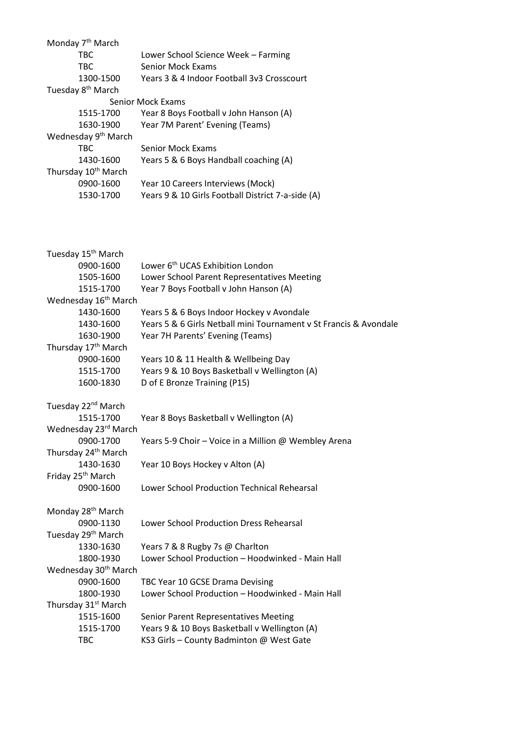Monday 7th March

| | |
|---|---|
| TBC | Lower School Science Week – Farming |
| TBC | Senior Mock Exams |
| 1300-1500 | Years 3 & 4 Indoor Football 3v3 Crosscourt |

Tuesday 8th March

Senior Mock Exams

| | |
|---|---|
| 1515-1700 | Year 8 Boys Football v John Hanson (A) |
| 1630-1900 | Year 7M Parent' Evening (Teams) |

Wednesday 9th March

| | |
|---|---|
| TBC | Senior Mock Exams |
| 1430-1600 | Years 5 & 6 Boys Handball coaching (A) |

Thursday 10th March

| | |
|---|---|
| 0900-1600 | Year 10 Careers Interviews (Mock) |
| 1530-1700 | Years 9 & 10 Girls Football District 7-a-side (A) |

Tuesday 15th March

| | |
|---|---|
| 0900-1600 | Lower 6th UCAS Exhibition London |
| 1505-1600 | Lower School Parent Representatives Meeting |
| 1515-1700 | Year 7 Boys Football v John Hanson (A) |

Wednesday 16th March

| | |
|---|---|
| 1430-1600 | Years 5 & 6 Boys Indoor Hockey v Avondale |
| 1430-1600 | Years 5 & 6 Girls Netball mini Tournament v St Francis & Avondale |
| 1630-1900 | Year 7H Parents' Evening (Teams) |

Thursday 17th March

| | |
|---|---|
| 0900-1600 | Years 10 & 11 Health & Wellbeing Day |
| 1515-1700 | Years 9 & 10 Boys Basketball v Wellington (A) |
| 1600-1830 | D of E Bronze Training (P15) |

Tuesday 22nd March

| | |
|---|---|
| 1515-1700 | Year 8 Boys Basketball v Wellington (A) |

Wednesday 23rd March

| | |
|---|---|
| 0900-1700 | Years 5-9 Choir – Voice in a Million @ Wembley Arena |

Thursday 24th March

| | |
|---|---|
| 1430-1630 | Year 10 Boys Hockey v Alton (A) |

Friday 25th March

| | |
|---|---|
| 0900-1600 | Lower School Production Technical Rehearsal |

Monday 28th March

| | |
|---|---|
| 0900-1130 | Lower School Production Dress Rehearsal |

Tuesday 29th March

| | |
|---|---|
| 1330-1630 | Years 7 & 8 Rugby 7s @ Charlton |
| 1800-1930 | Lower School Production – Hoodwinked - Main Hall |

Wednesday 30th March

| | |
|---|---|
| 0900-1600 | TBC Year 10 GCSE Drama Devising |
| 1800-1930 | Lower School Production – Hoodwinked - Main Hall |

Thursday 31st March

| | |
|---|---|
| 1515-1600 | Senior Parent Representatives Meeting |
| 1515-1700 | Years 9 & 10 Boys Basketball v Wellington (A) |
| TBC | KS3 Girls – County Badminton @ West Gate |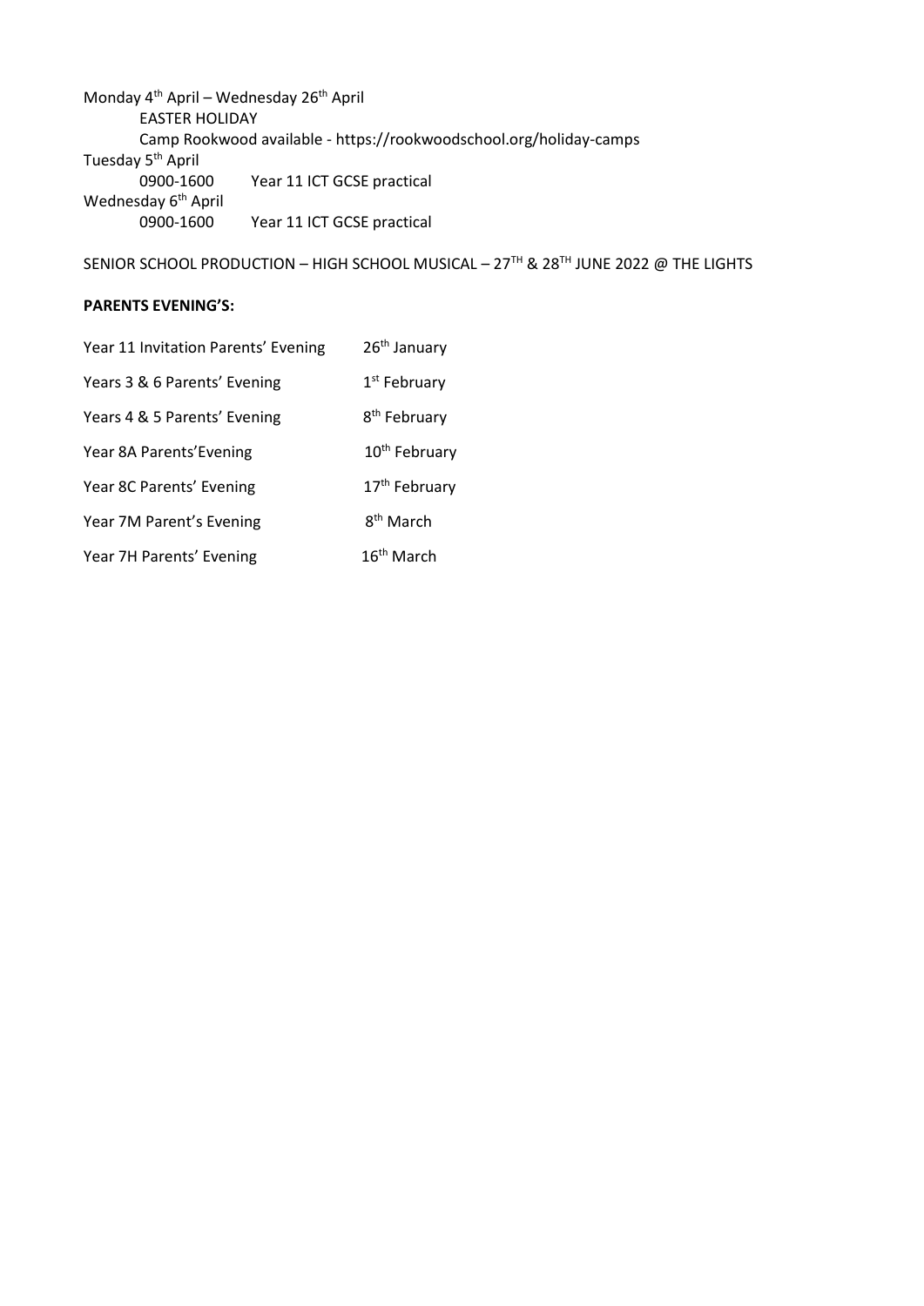Monday 4th April – Wednesday 26th April

EASTER HOLIDAY

Camp Rookwood available - https://rookwoodschool.org/holiday-camps

Tuesday 5th April

| | |
|---|---|
| 0900-1600 | Year 11 ICT GCSE practical |

Wednesday 6th April

| | |
|---|---|
| 0900-1600 | Year 11 ICT GCSE practical |

SENIOR SCHOOL PRODUCTION – HIGH SCHOOL MUSICAL – 27TH & 28TH JUNE 2022 @ THE LIGHTS

**PARENTS EVENING'S:**

| | |
|---|---|
| Year 11 Invitation Parents' Evening | 26th January |
| Years 3 & 6 Parents' Evening | 1st February |
| Years 4 & 5 Parents' Evening | 8th February |
| Year 8A Parents'Evening | 10th February |
| Year 8C Parents' Evening | 17th February |
| Year 7M Parent's Evening | 8th March |
| Year 7H Parents' Evening | 16th March |